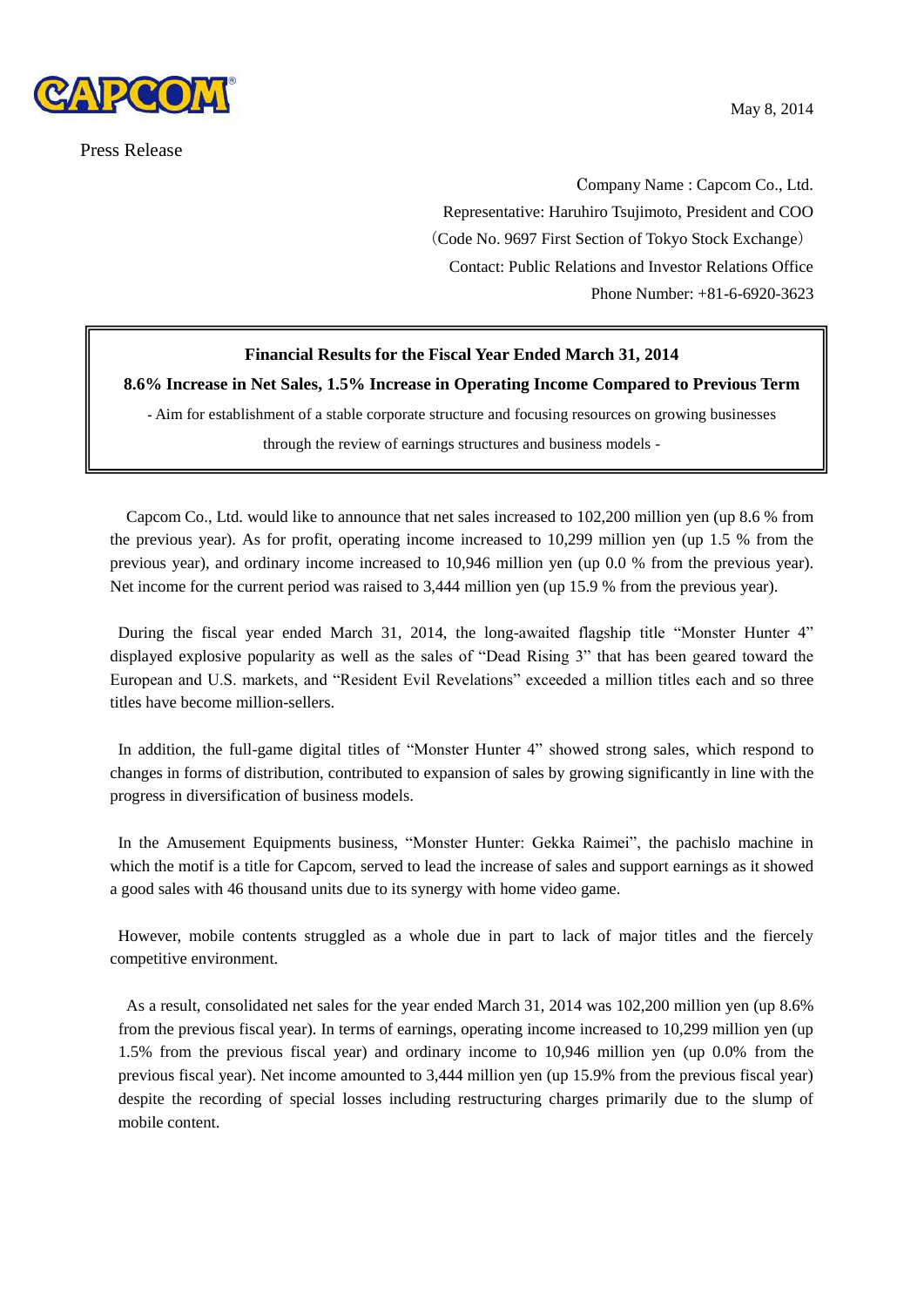May 8, 2014

Press Release

Company Name : Capcom Co., Ltd.
Representative: Haruhiro Tsujimoto, President and COO
（Code No. 9697 First Section of Tokyo Stock Exchange）
Contact: Public Relations and Investor Relations Office
Phone Number: +81-6-6920-3623

**Financial Results for the Fiscal Year Ended March 31, 2014**

**8.6% Increase in Net Sales, 1.5% Increase in Operating Income Compared to Previous Term**

- Aim for establishment of a stable corporate structure and focusing resources on growing businesses through the review of earnings structures and business models -

Capcom Co., Ltd. would like to announce that net sales increased to 102,200 million yen (up 8.6 % from the previous year). As for profit, operating income increased to 10,299 million yen (up 1.5 % from the previous year), and ordinary income increased to 10,946 million yen (up 0.0 % from the previous year). Net income for the current period was raised to 3,444 million yen (up 15.9 % from the previous year).

During the fiscal year ended March 31, 2014, the long-awaited flagship title "Monster Hunter 4" displayed explosive popularity as well as the sales of "Dead Rising 3" that has been geared toward the European and U.S. markets, and "Resident Evil Revelations" exceeded a million titles each and so three titles have become million-sellers.

In addition, the full-game digital titles of "Monster Hunter 4" showed strong sales, which respond to changes in forms of distribution, contributed to expansion of sales by growing significantly in line with the progress in diversification of business models.

In the Amusement Equipments business, "Monster Hunter: Gekka Raimei", the pachislo machine in which the motif is a title for Capcom, served to lead the increase of sales and support earnings as it showed a good sales with 46 thousand units due to its synergy with home video game.

However, mobile contents struggled as a whole due in part to lack of major titles and the fiercely competitive environment.

As a result, consolidated net sales for the year ended March 31, 2014 was 102,200 million yen (up 8.6% from the previous fiscal year). In terms of earnings, operating income increased to 10,299 million yen (up 1.5% from the previous fiscal year) and ordinary income to 10,946 million yen (up 0.0% from the previous fiscal year). Net income amounted to 3,444 million yen (up 15.9% from the previous fiscal year) despite the recording of special losses including restructuring charges primarily due to the slump of mobile content.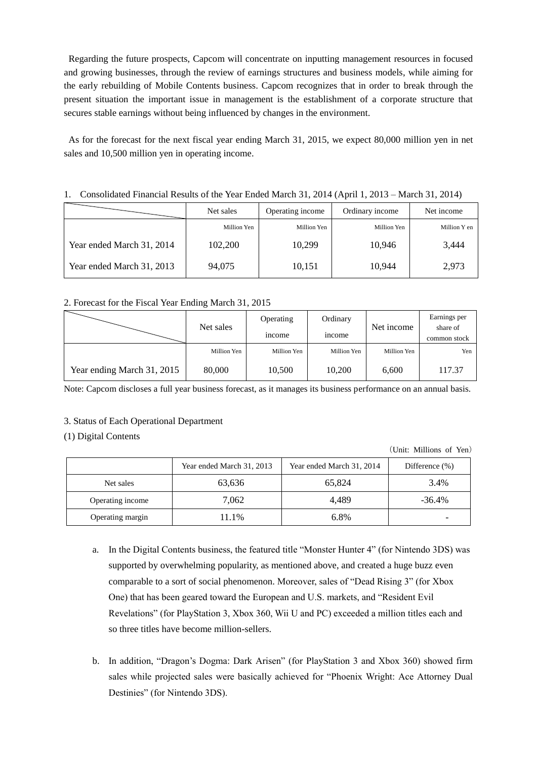Regarding the future prospects, Capcom will concentrate on inputting management resources in focused and growing businesses, through the review of earnings structures and business models, while aiming for the early rebuilding of Mobile Contents business. Capcom recognizes that in order to break through the present situation the important issue in management is the establishment of a corporate structure that secures stable earnings without being influenced by changes in the environment.

As for the forecast for the next fiscal year ending March 31, 2015, we expect 80,000 million yen in net sales and 10,500 million yen in operating income.

1. Consolidated Financial Results of the Year Ended March 31, 2014 (April 1, 2013 – March 31, 2014)

| | Net sales | Operating income | Ordinary income | Net income |
|---|---|---|---|---|
| | Million Yen | Million Yen | Million Yen | Million Yen |
| Year ended March 31, 2014 | 102,200 | 10,299 | 10,946 | 3,444 |
| Year ended March 31, 2013 | 94,075 | 10,151 | 10,944 | 2,973 |

2. Forecast for the Fiscal Year Ending March 31, 2015

| | Net sales | Operating income | Ordinary income | Net income | Earnings per share of common stock |
|---|---|---|---|---|---|
| | Million Yen | Million Yen | Million Yen | Million Yen | Yen |
| Year ending March 31, 2015 | 80,000 | 10,500 | 10,200 | 6,600 | 117.37 |

Note: Capcom discloses a full year business forecast, as it manages its business performance on an annual basis.

3. Status of Each Operational Department

(1) Digital Contents

（Unit: Millions of Yen）

| | Year ended March 31, 2013 | Year ended March 31, 2014 | Difference (%) |
|---|---|---|---|
| Net sales | 63,636 | 65,824 | 3.4% |
| Operating income | 7,062 | 4,489 | -36.4% |
| Operating margin | 11.1% | 6.8% | - |

a. In the Digital Contents business, the featured title "Monster Hunter 4" (for Nintendo 3DS) was supported by overwhelming popularity, as mentioned above, and created a huge buzz even comparable to a sort of social phenomenon. Moreover, sales of "Dead Rising 3" (for Xbox One) that has been geared toward the European and U.S. markets, and "Resident Evil Revelations" (for PlayStation 3, Xbox 360, Wii U and PC) exceeded a million titles each and so three titles have become million-sellers.

b. In addition, "Dragon's Dogma: Dark Arisen" (for PlayStation 3 and Xbox 360) showed firm sales while projected sales were basically achieved for "Phoenix Wright: Ace Attorney Dual Destinies" (for Nintendo 3DS).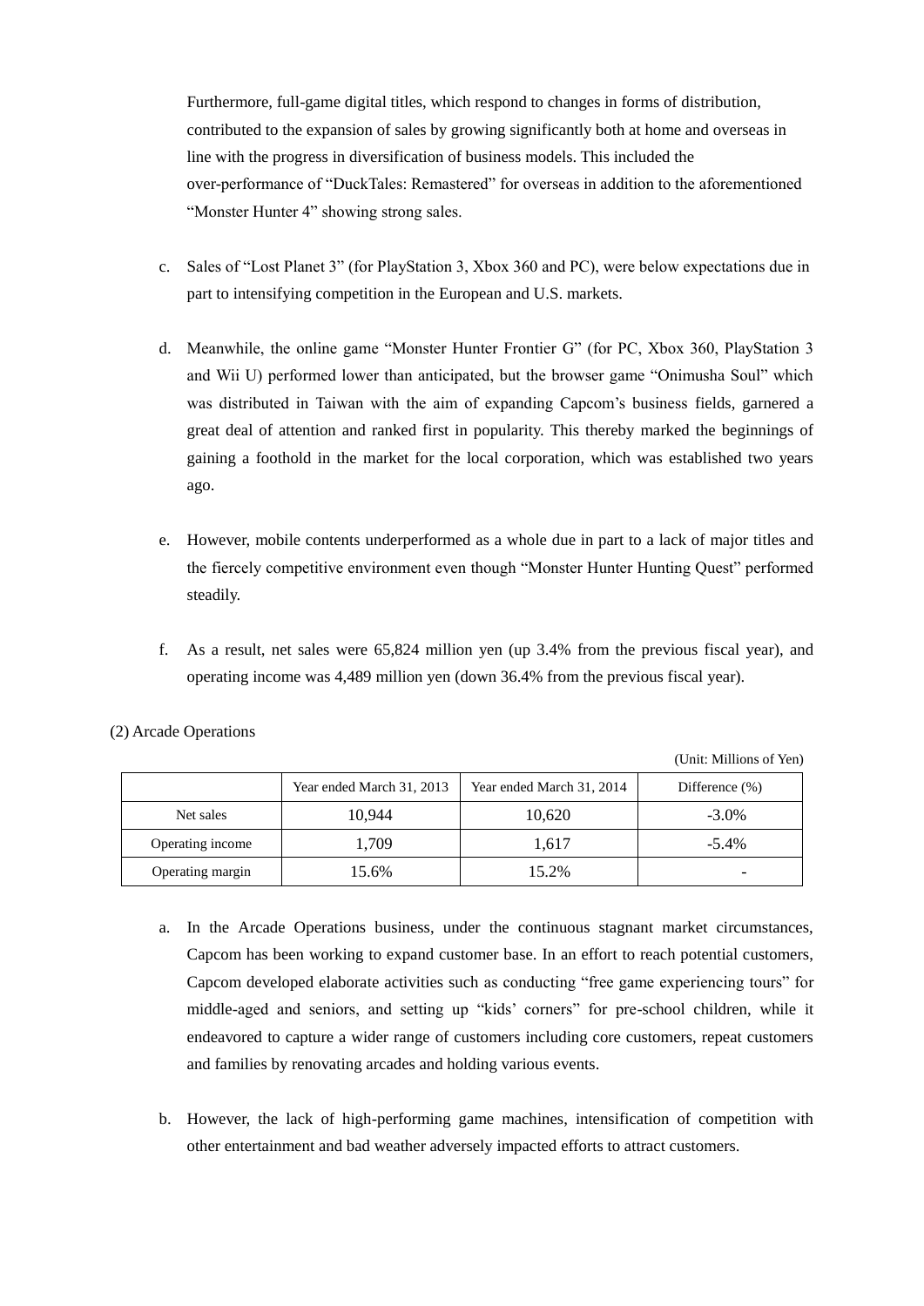Furthermore, full-game digital titles, which respond to changes in forms of distribution, contributed to the expansion of sales by growing significantly both at home and overseas in line with the progress in diversification of business models. This included the over-performance of "DuckTales: Remastered" for overseas in addition to the aforementioned "Monster Hunter 4" showing strong sales.

c. Sales of "Lost Planet 3" (for PlayStation 3, Xbox 360 and PC), were below expectations due in part to intensifying competition in the European and U.S. markets.

d. Meanwhile, the online game "Monster Hunter Frontier G" (for PC, Xbox 360, PlayStation 3 and Wii U) performed lower than anticipated, but the browser game "Onimusha Soul" which was distributed in Taiwan with the aim of expanding Capcom's business fields, garnered a great deal of attention and ranked first in popularity. This thereby marked the beginnings of gaining a foothold in the market for the local corporation, which was established two years ago.

e. However, mobile contents underperformed as a whole due in part to a lack of major titles and the fiercely competitive environment even though "Monster Hunter Hunting Quest" performed steadily.

f. As a result, net sales were 65,824 million yen (up 3.4% from the previous fiscal year), and operating income was 4,489 million yen (down 36.4% from the previous fiscal year).

(2) Arcade Operations

(Unit: Millions of Yen)

| | Year ended March 31, 2013 | Year ended March 31, 2014 | Difference (%) |
|---|---|---|---|
| Net sales | 10,944 | 10,620 | -3.0% |
| Operating income | 1,709 | 1,617 | -5.4% |
| Operating margin | 15.6% | 15.2% | - |

a. In the Arcade Operations business, under the continuous stagnant market circumstances, Capcom has been working to expand customer base. In an effort to reach potential customers, Capcom developed elaborate activities such as conducting "free game experiencing tours" for middle-aged and seniors, and setting up "kids' corners" for pre-school children, while it endeavored to capture a wider range of customers including core customers, repeat customers and families by renovating arcades and holding various events.

b. However, the lack of high-performing game machines, intensification of competition with other entertainment and bad weather adversely impacted efforts to attract customers.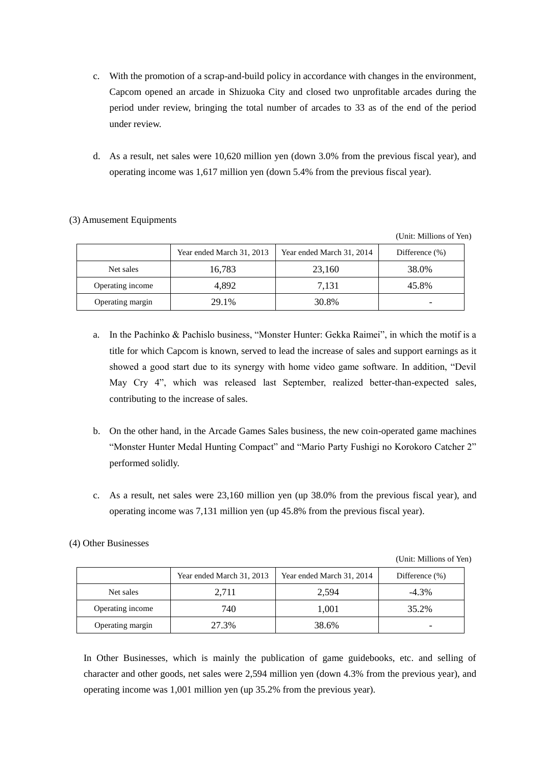c. With the promotion of a scrap-and-build policy in accordance with changes in the environment, Capcom opened an arcade in Shizuoka City and closed two unprofitable arcades during the period under review, bringing the total number of arcades to 33 as of the end of the period under review.

d. As a result, net sales were 10,620 million yen (down 3.0% from the previous fiscal year), and operating income was 1,617 million yen (down 5.4% from the previous fiscal year).

(3) Amusement Equipments

(Unit: Millions of Yen)

| | Year ended March 31, 2013 | Year ended March 31, 2014 | Difference (%) |
|---|---|---|---|
| Net sales | 16,783 | 23,160 | 38.0% |
| Operating income | 4,892 | 7,131 | 45.8% |
| Operating margin | 29.1% | 30.8% | - |

a. In the Pachinko & Pachislo business, "Monster Hunter: Gekka Raimei", in which the motif is a title for which Capcom is known, served to lead the increase of sales and support earnings as it showed a good start due to its synergy with home video game software. In addition, "Devil May Cry 4", which was released last September, realized better-than-expected sales, contributing to the increase of sales.

b. On the other hand, in the Arcade Games Sales business, the new coin-operated game machines "Monster Hunter Medal Hunting Compact" and "Mario Party Fushigi no Korokoro Catcher 2" performed solidly.

c. As a result, net sales were 23,160 million yen (up 38.0% from the previous fiscal year), and operating income was 7,131 million yen (up 45.8% from the previous fiscal year).

(4) Other Businesses

(Unit: Millions of Yen)

| | Year ended March 31, 2013 | Year ended March 31, 2014 | Difference (%) |
|---|---|---|---|
| Net sales | 2,711 | 2,594 | -4.3% |
| Operating income | 740 | 1,001 | 35.2% |
| Operating margin | 27.3% | 38.6% | - |

In Other Businesses, which is mainly the publication of game guidebooks, etc. and selling of character and other goods, net sales were 2,594 million yen (down 4.3% from the previous year), and operating income was 1,001 million yen (up 35.2% from the previous year).